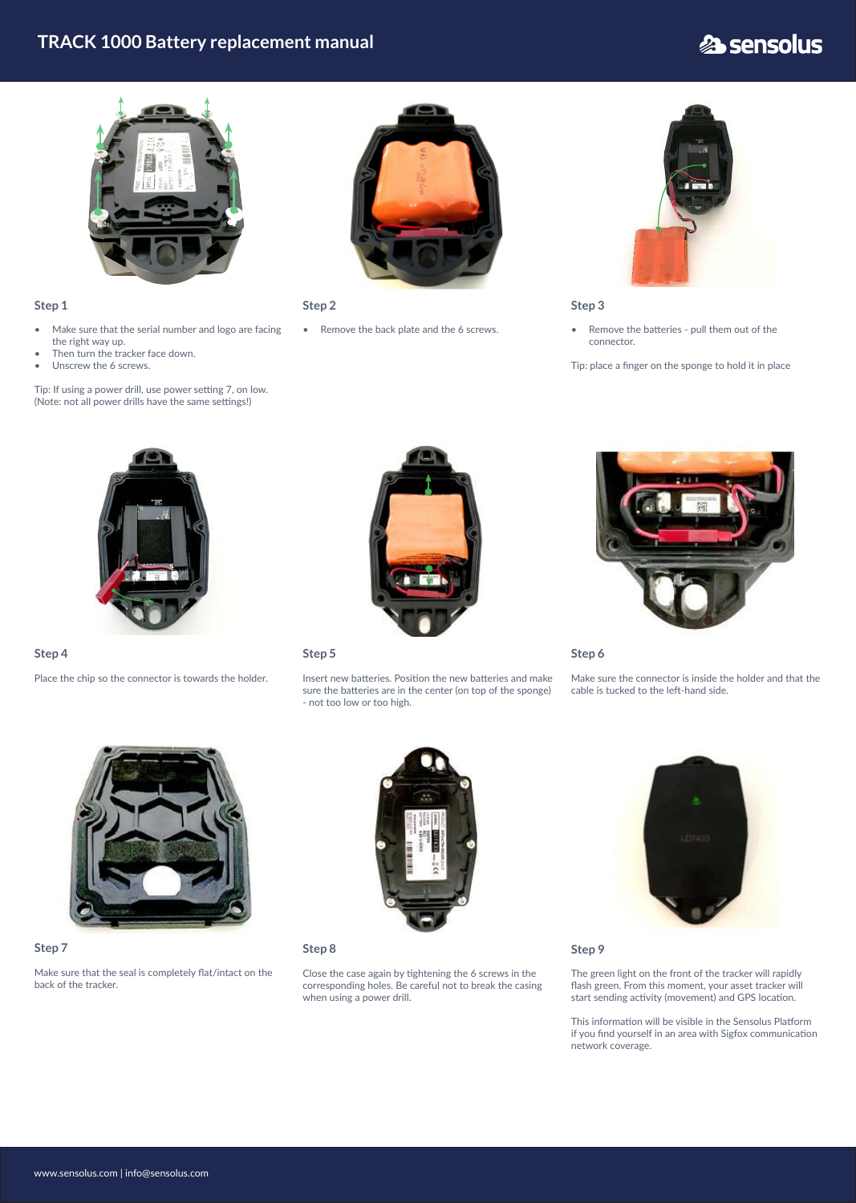# TRACK 1000 Battery replacement manual

### Step 1

- Make sure that the serial number and logo are facing the right way up.
- Then turn the tracker face down.
- Unscrew the 6 screws.

Tip: If using a power drill, use power setting 7, on low.
(Note: not all power drills have the same settings!)

### Step 2

- Remove the back plate and the 6 screws.

### Step 3

- Remove the batteries - pull them out of the connector.

Tip: place a finger on the sponge to hold it in place

### Step 4

Place the chip so the connector is towards the holder.

### Step 5

Insert new batteries. Position the new batteries and make sure the batteries are in the center (on top of the sponge) - not too low or too high.

### Step 6

Make sure the connector is inside the holder and that the cable is tucked to the left-hand side.

### Step 7

Make sure that the seal is completely flat/intact on the back of the tracker.

### Step 8

Close the case again by tightening the 6 screws in the corresponding holes. Be careful not to break the casing when using a power drill.

### Step 9

The green light on the front of the tracker will rapidly flash green. From this moment, your asset tracker will start sending activity (movement) and GPS location.

This information will be visible in the Sensolus Platform if you find yourself in an area with Sigfox communication network coverage.

www.sensolus.com | info@sensolus.com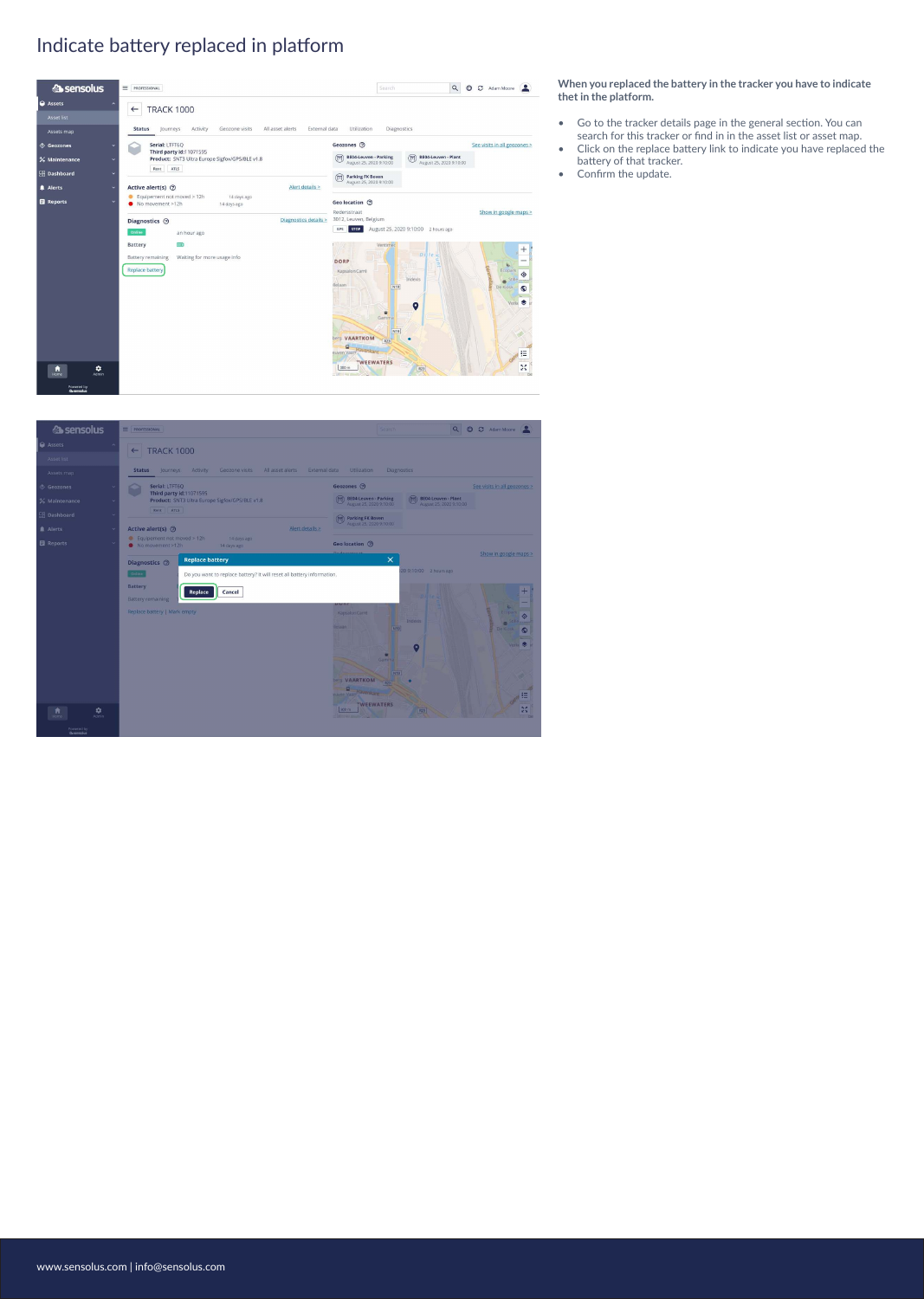# Indicate battery replaced in platform

**When you replaced the battery in the tracker you have to indicate thet in the platform.**

- Go to the tracker details page in the general section. You can search for this tracker or find in in the asset list or asset map.
- Click on the replace battery link to indicate you have replaced the battery of that tracker.
- Confirm the update.

www.sensolus.com | info@sensolus.com